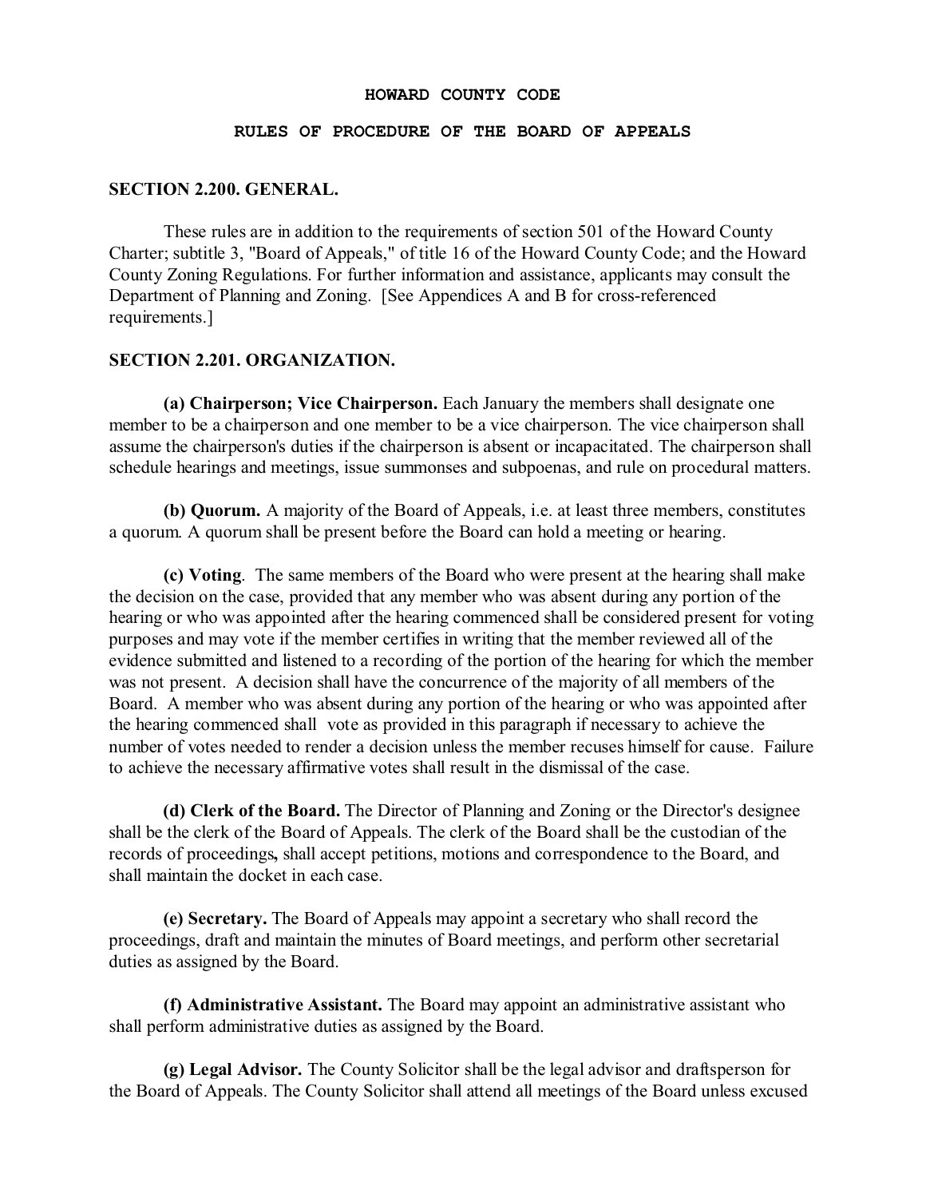# HOWARD COUNTY CODE

## RULES OF PROCEDURE OF THE BOARD OF APPEALS

### SECTION 2.200. GENERAL.

These rules are in addition to the requirements of section 501 of the Howard County Charter; subtitle 3, "Board of Appeals," of title 16 of the Howard County Code; and the Howard County Zoning Regulations. For further information and assistance, applicants may consult the Department of Planning and Zoning. [See Appendices A and B for cross-referenced requirements.]

### SECTION 2.201. ORGANIZATION.

**(a) Chairperson; Vice Chairperson.** Each January the members shall designate one member to be a chairperson and one member to be a vice chairperson. The vice chairperson shall assume the chairperson's duties if the chairperson is absent or incapacitated. The chairperson shall schedule hearings and meetings, issue summonses and subpoenas, and rule on procedural matters.

**(b) Quorum.** A majority of the Board of Appeals, i.e. at least three members, constitutes a quorum. A quorum shall be present before the Board can hold a meeting or hearing.

**(c) Voting**. The same members of the Board who were present at the hearing shall make the decision on the case, provided that any member who was absent during any portion of the hearing or who was appointed after the hearing commenced shall be considered present for voting purposes and may vote if the member certifies in writing that the member reviewed all of the evidence submitted and listened to a recording of the portion of the hearing for which the member was not present. A decision shall have the concurrence of the majority of all members of the Board. A member who was absent during any portion of the hearing or who was appointed after the hearing commenced shall vote as provided in this paragraph if necessary to achieve the number of votes needed to render a decision unless the member recuses himself for cause. Failure to achieve the necessary affirmative votes shall result in the dismissal of the case.

**(d) Clerk of the Board.** The Director of Planning and Zoning or the Director's designee shall be the clerk of the Board of Appeals. The clerk of the Board shall be the custodian of the records of proceedings**,** shall accept petitions, motions and correspondence to the Board, and shall maintain the docket in each case.

**(e) Secretary.** The Board of Appeals may appoint a secretary who shall record the proceedings, draft and maintain the minutes of Board meetings, and perform other secretarial duties as assigned by the Board.

**(f) Administrative Assistant.** The Board may appoint an administrative assistant who shall perform administrative duties as assigned by the Board.

**(g) Legal Advisor.** The County Solicitor shall be the legal advisor and draftsperson for the Board of Appeals. The County Solicitor shall attend all meetings of the Board unless excused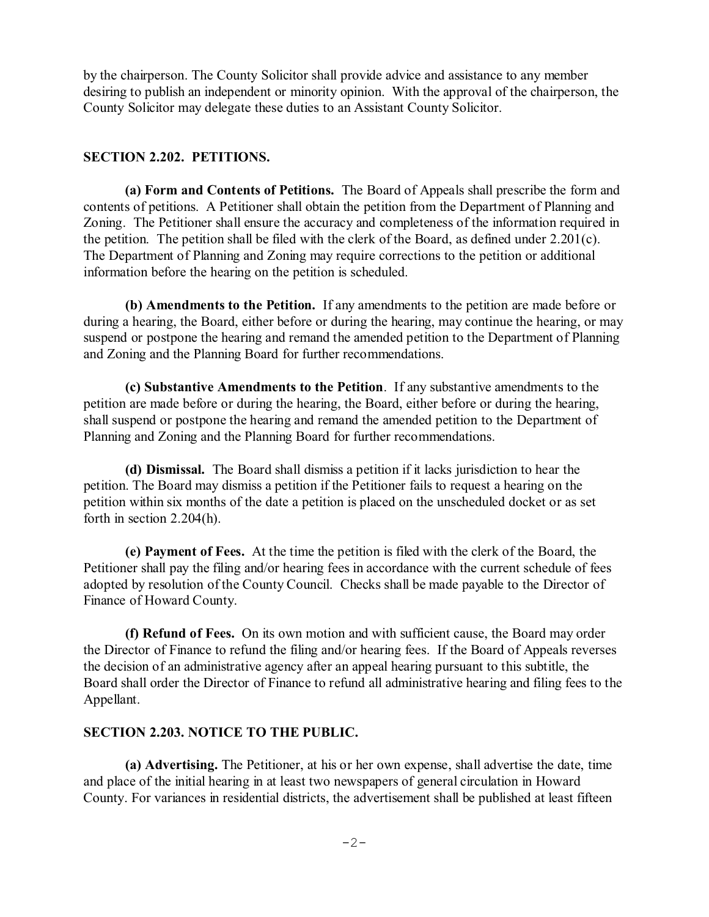by the chairperson. The County Solicitor shall provide advice and assistance to any member desiring to publish an independent or minority opinion. With the approval of the chairperson, the County Solicitor may delegate these duties to an Assistant County Solicitor.

## SECTION 2.202. PETITIONS.

**(a) Form and Contents of Petitions.** The Board of Appeals shall prescribe the form and contents of petitions. A Petitioner shall obtain the petition from the Department of Planning and Zoning. The Petitioner shall ensure the accuracy and completeness of the information required in the petition. The petition shall be filed with the clerk of the Board, as defined under 2.201(c). The Department of Planning and Zoning may require corrections to the petition or additional information before the hearing on the petition is scheduled.

**(b) Amendments to the Petition.** If any amendments to the petition are made before or during a hearing, the Board, either before or during the hearing, may continue the hearing, or may suspend or postpone the hearing and remand the amended petition to the Department of Planning and Zoning and the Planning Board for further recommendations.

**(c) Substantive Amendments to the Petition**. If any substantive amendments to the petition are made before or during the hearing, the Board, either before or during the hearing, shall suspend or postpone the hearing and remand the amended petition to the Department of Planning and Zoning and the Planning Board for further recommendations.

**(d) Dismissal.** The Board shall dismiss a petition if it lacks jurisdiction to hear the petition. The Board may dismiss a petition if the Petitioner fails to request a hearing on the petition within six months of the date a petition is placed on the unscheduled docket or as set forth in section 2.204(h).

**(e) Payment of Fees.** At the time the petition is filed with the clerk of the Board, the Petitioner shall pay the filing and/or hearing fees in accordance with the current schedule of fees adopted by resolution of the County Council. Checks shall be made payable to the Director of Finance of Howard County.

**(f) Refund of Fees.** On its own motion and with sufficient cause, the Board may order the Director of Finance to refund the filing and/or hearing fees. If the Board of Appeals reverses the decision of an administrative agency after an appeal hearing pursuant to this subtitle, the Board shall order the Director of Finance to refund all administrative hearing and filing fees to the Appellant.

## SECTION 2.203. NOTICE TO THE PUBLIC.

**(a) Advertising.** The Petitioner, at his or her own expense, shall advertise the date, time and place of the initial hearing in at least two newspapers of general circulation in Howard County. For variances in residential districts, the advertisement shall be published at least fifteen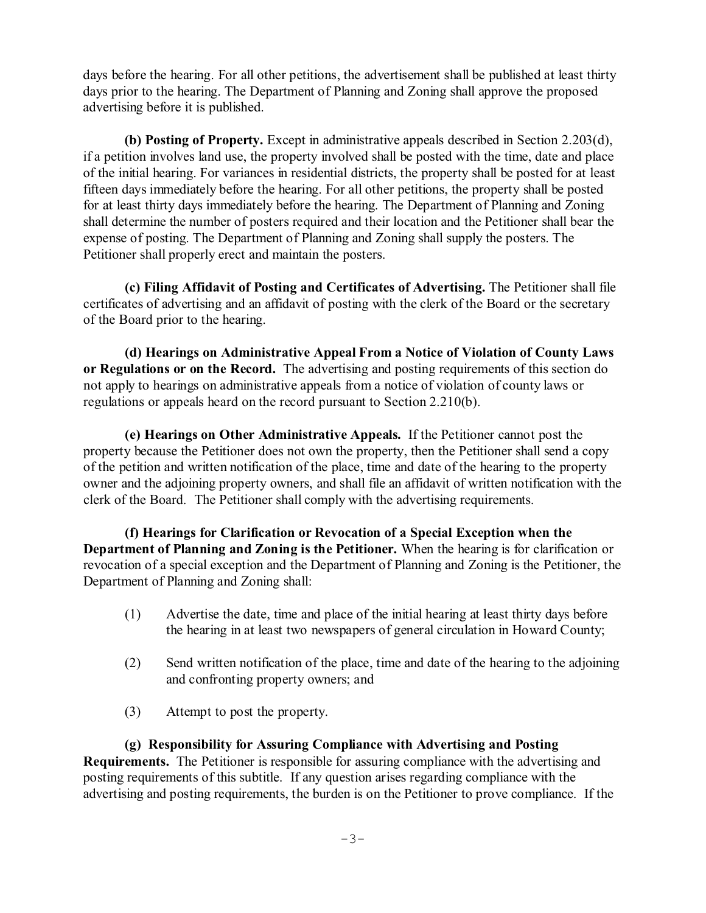days before the hearing. For all other petitions, the advertisement shall be published at least thirty days prior to the hearing. The Department of Planning and Zoning shall approve the proposed advertising before it is published.

**(b) Posting of Property.** Except in administrative appeals described in Section 2.203(d), if a petition involves land use, the property involved shall be posted with the time, date and place of the initial hearing. For variances in residential districts, the property shall be posted for at least fifteen days immediately before the hearing. For all other petitions, the property shall be posted for at least thirty days immediately before the hearing. The Department of Planning and Zoning shall determine the number of posters required and their location and the Petitioner shall bear the expense of posting. The Department of Planning and Zoning shall supply the posters. The Petitioner shall properly erect and maintain the posters.

**(c) Filing Affidavit of Posting and Certificates of Advertising.** The Petitioner shall file certificates of advertising and an affidavit of posting with the clerk of the Board or the secretary of the Board prior to the hearing.

**(d) Hearings on Administrative Appeal From a Notice of Violation of County Laws or Regulations or on the Record.** The advertising and posting requirements of this section do not apply to hearings on administrative appeals from a notice of violation of county laws or regulations or appeals heard on the record pursuant to Section 2.210(b).

**(e) Hearings on Other Administrative Appeals.** If the Petitioner cannot post the property because the Petitioner does not own the property, then the Petitioner shall send a copy of the petition and written notification of the place, time and date of the hearing to the property owner and the adjoining property owners, and shall file an affidavit of written notification with the clerk of the Board. The Petitioner shall comply with the advertising requirements.

**(f) Hearings for Clarification or Revocation of a Special Exception when the Department of Planning and Zoning is the Petitioner.** When the hearing is for clarification or revocation of a special exception and the Department of Planning and Zoning is the Petitioner, the Department of Planning and Zoning shall:

(1) Advertise the date, time and place of the initial hearing at least thirty days before the hearing in at least two newspapers of general circulation in Howard County;

(2) Send written notification of the place, time and date of the hearing to the adjoining and confronting property owners; and

(3) Attempt to post the property.

**(g) Responsibility for Assuring Compliance with Advertising and Posting Requirements.** The Petitioner is responsible for assuring compliance with the advertising and posting requirements of this subtitle. If any question arises regarding compliance with the advertising and posting requirements, the burden is on the Petitioner to prove compliance. If the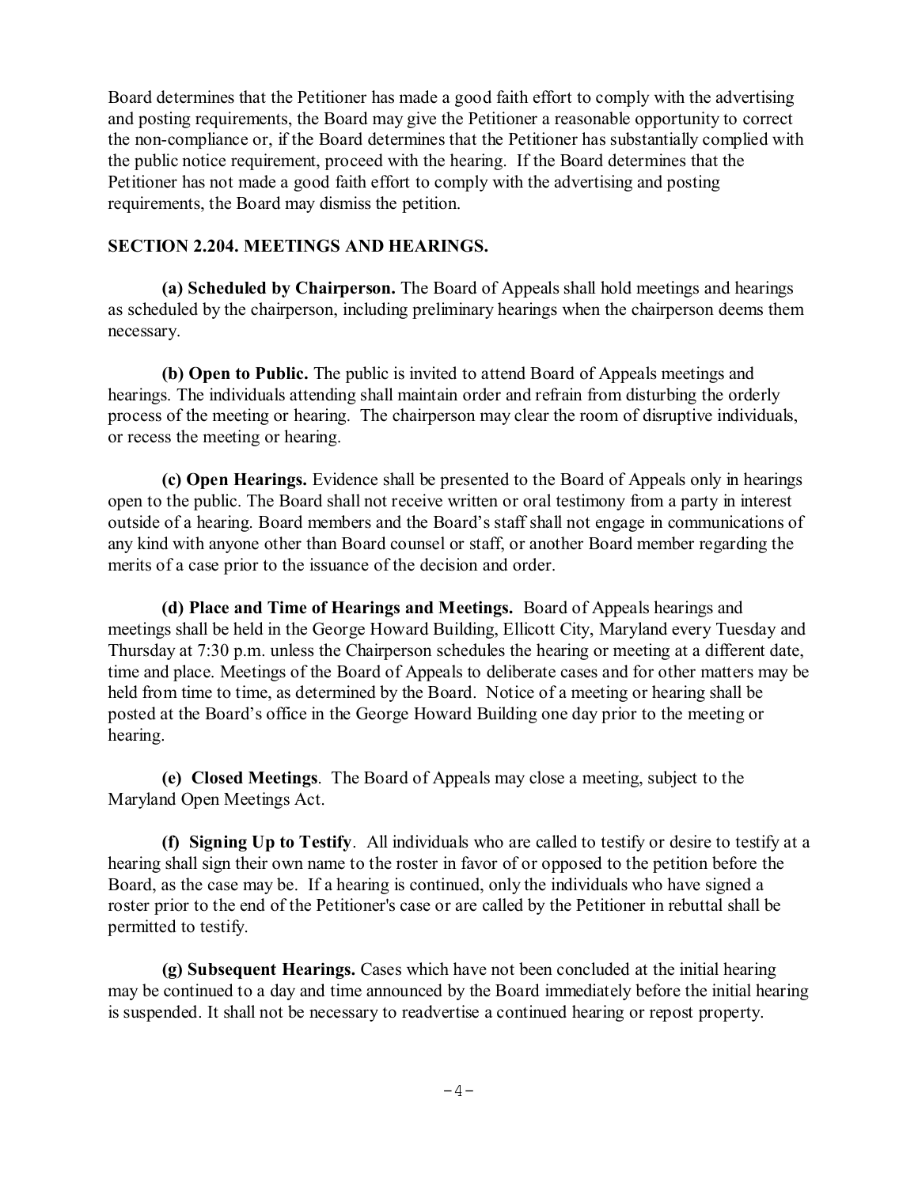Board determines that the Petitioner has made a good faith effort to comply with the advertising and posting requirements, the Board may give the Petitioner a reasonable opportunity to correct the non-compliance or, if the Board determines that the Petitioner has substantially complied with the public notice requirement, proceed with the hearing. If the Board determines that the Petitioner has not made a good faith effort to comply with the advertising and posting requirements, the Board may dismiss the petition.

### SECTION 2.204. MEETINGS AND HEARINGS.

**(a) Scheduled by Chairperson.** The Board of Appeals shall hold meetings and hearings as scheduled by the chairperson, including preliminary hearings when the chairperson deems them necessary.

**(b) Open to Public.** The public is invited to attend Board of Appeals meetings and hearings. The individuals attending shall maintain order and refrain from disturbing the orderly process of the meeting or hearing. The chairperson may clear the room of disruptive individuals, or recess the meeting or hearing.

**(c) Open Hearings.** Evidence shall be presented to the Board of Appeals only in hearings open to the public. The Board shall not receive written or oral testimony from a party in interest outside of a hearing. Board members and the Board's staff shall not engage in communications of any kind with anyone other than Board counsel or staff, or another Board member regarding the merits of a case prior to the issuance of the decision and order.

**(d) Place and Time of Hearings and Meetings.** Board of Appeals hearings and meetings shall be held in the George Howard Building, Ellicott City, Maryland every Tuesday and Thursday at 7:30 p.m. unless the Chairperson schedules the hearing or meeting at a different date, time and place. Meetings of the Board of Appeals to deliberate cases and for other matters may be held from time to time, as determined by the Board. Notice of a meeting or hearing shall be posted at the Board's office in the George Howard Building one day prior to the meeting or hearing.

**(e) Closed Meetings**. The Board of Appeals may close a meeting, subject to the Maryland Open Meetings Act.

**(f) Signing Up to Testify**. All individuals who are called to testify or desire to testify at a hearing shall sign their own name to the roster in favor of or opposed to the petition before the Board, as the case may be. If a hearing is continued, only the individuals who have signed a roster prior to the end of the Petitioner's case or are called by the Petitioner in rebuttal shall be permitted to testify.

**(g) Subsequent Hearings.** Cases which have not been concluded at the initial hearing may be continued to a day and time announced by the Board immediately before the initial hearing is suspended. It shall not be necessary to readvertise a continued hearing or repost property.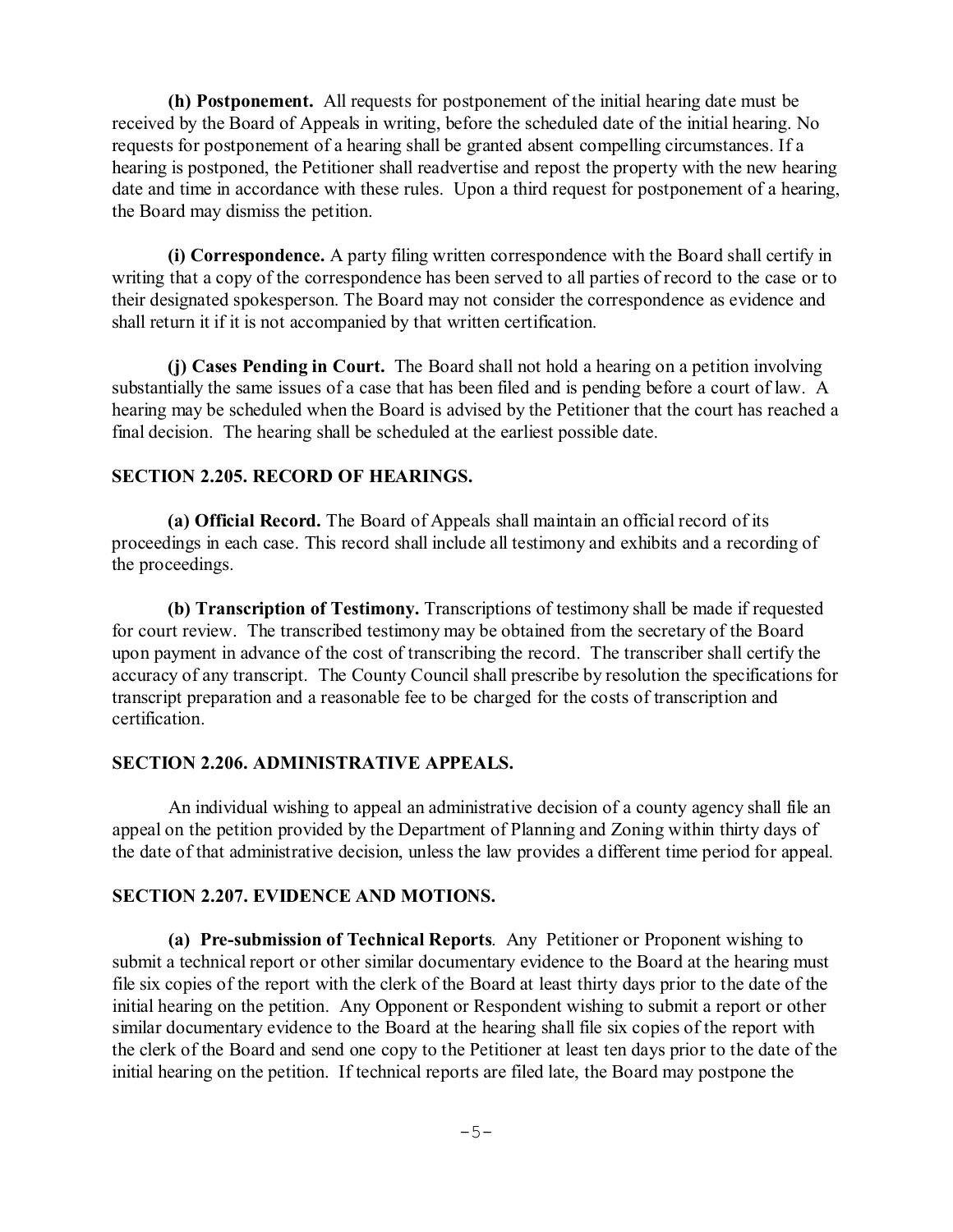**(h) Postponement.** All requests for postponement of the initial hearing date must be received by the Board of Appeals in writing, before the scheduled date of the initial hearing. No requests for postponement of a hearing shall be granted absent compelling circumstances. If a hearing is postponed, the Petitioner shall readvertise and repost the property with the new hearing date and time in accordance with these rules. Upon a third request for postponement of a hearing, the Board may dismiss the petition.

**(i) Correspondence.** A party filing written correspondence with the Board shall certify in writing that a copy of the correspondence has been served to all parties of record to the case or to their designated spokesperson. The Board may not consider the correspondence as evidence and shall return it if it is not accompanied by that written certification.

**(j) Cases Pending in Court.** The Board shall not hold a hearing on a petition involving substantially the same issues of a case that has been filed and is pending before a court of law. A hearing may be scheduled when the Board is advised by the Petitioner that the court has reached a final decision. The hearing shall be scheduled at the earliest possible date.

## SECTION 2.205. RECORD OF HEARINGS.

**(a) Official Record.** The Board of Appeals shall maintain an official record of its proceedings in each case. This record shall include all testimony and exhibits and a recording of the proceedings.

**(b) Transcription of Testimony.** Transcriptions of testimony shall be made if requested for court review. The transcribed testimony may be obtained from the secretary of the Board upon payment in advance of the cost of transcribing the record. The transcriber shall certify the accuracy of any transcript. The County Council shall prescribe by resolution the specifications for transcript preparation and a reasonable fee to be charged for the costs of transcription and certification.

## SECTION 2.206. ADMINISTRATIVE APPEALS.

An individual wishing to appeal an administrative decision of a county agency shall file an appeal on the petition provided by the Department of Planning and Zoning within thirty days of the date of that administrative decision, unless the law provides a different time period for appeal.

## SECTION 2.207. EVIDENCE AND MOTIONS.

**(a) Pre-submission of Technical Reports**. Any Petitioner or Proponent wishing to submit a technical report or other similar documentary evidence to the Board at the hearing must file six copies of the report with the clerk of the Board at least thirty days prior to the date of the initial hearing on the petition. Any Opponent or Respondent wishing to submit a report or other similar documentary evidence to the Board at the hearing shall file six copies of the report with the clerk of the Board and send one copy to the Petitioner at least ten days prior to the date of the initial hearing on the petition. If technical reports are filed late, the Board may postpone the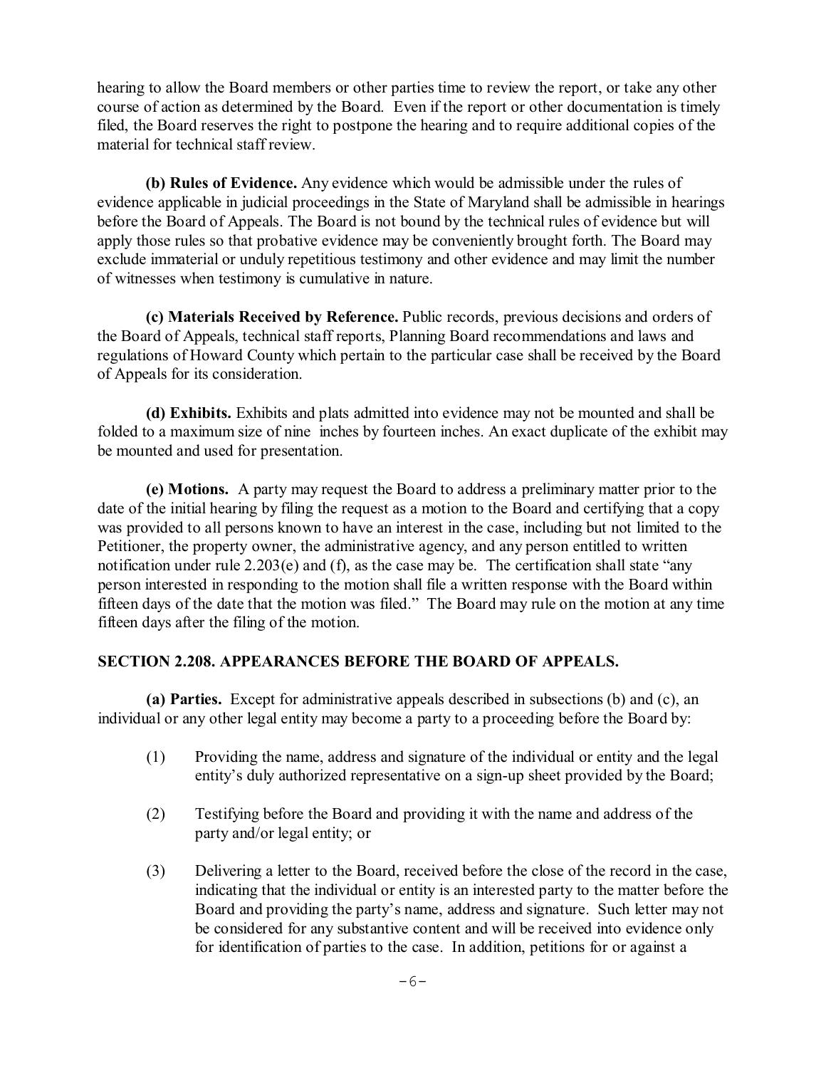hearing to allow the Board members or other parties time to review the report, or take any other course of action as determined by the Board. Even if the report or other documentation is timely filed, the Board reserves the right to postpone the hearing and to require additional copies of the material for technical staff review.

**(b) Rules of Evidence.** Any evidence which would be admissible under the rules of evidence applicable in judicial proceedings in the State of Maryland shall be admissible in hearings before the Board of Appeals. The Board is not bound by the technical rules of evidence but will apply those rules so that probative evidence may be conveniently brought forth. The Board may exclude immaterial or unduly repetitious testimony and other evidence and may limit the number of witnesses when testimony is cumulative in nature.

**(c) Materials Received by Reference.** Public records, previous decisions and orders of the Board of Appeals, technical staff reports, Planning Board recommendations and laws and regulations of Howard County which pertain to the particular case shall be received by the Board of Appeals for its consideration.

**(d) Exhibits.** Exhibits and plats admitted into evidence may not be mounted and shall be folded to a maximum size of nine inches by fourteen inches. An exact duplicate of the exhibit may be mounted and used for presentation.

**(e) Motions.** A party may request the Board to address a preliminary matter prior to the date of the initial hearing by filing the request as a motion to the Board and certifying that a copy was provided to all persons known to have an interest in the case, including but not limited to the Petitioner, the property owner, the administrative agency, and any person entitled to written notification under rule 2.203(e) and (f), as the case may be. The certification shall state "any person interested in responding to the motion shall file a written response with the Board within fifteen days of the date that the motion was filed." The Board may rule on the motion at any time fifteen days after the filing of the motion.

## SECTION 2.208. APPEARANCES BEFORE THE BOARD OF APPEALS.

**(a) Parties.** Except for administrative appeals described in subsections (b) and (c), an individual or any other legal entity may become a party to a proceeding before the Board by:

(1) Providing the name, address and signature of the individual or entity and the legal entity's duly authorized representative on a sign-up sheet provided by the Board;

(2) Testifying before the Board and providing it with the name and address of the party and/or legal entity; or

(3) Delivering a letter to the Board, received before the close of the record in the case, indicating that the individual or entity is an interested party to the matter before the Board and providing the party's name, address and signature. Such letter may not be considered for any substantive content and will be received into evidence only for identification of parties to the case. In addition, petitions for or against a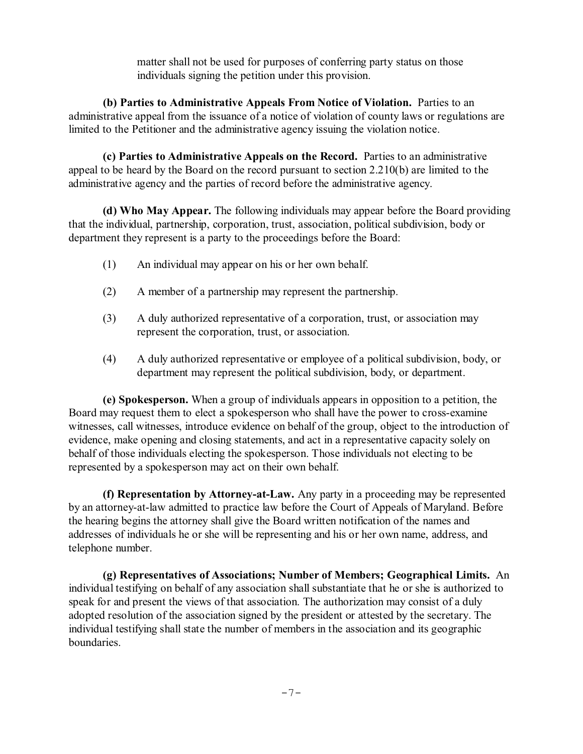matter shall not be used for purposes of conferring party status on those individuals signing the petition under this provision.

**(b) Parties to Administrative Appeals From Notice of Violation.** Parties to an administrative appeal from the issuance of a notice of violation of county laws or regulations are limited to the Petitioner and the administrative agency issuing the violation notice.

**(c) Parties to Administrative Appeals on the Record.** Parties to an administrative appeal to be heard by the Board on the record pursuant to section 2.210(b) are limited to the administrative agency and the parties of record before the administrative agency.

**(d) Who May Appear.** The following individuals may appear before the Board providing that the individual, partnership, corporation, trust, association, political subdivision, body or department they represent is a party to the proceedings before the Board:

(1) An individual may appear on his or her own behalf.

(2) A member of a partnership may represent the partnership.

(3) A duly authorized representative of a corporation, trust, or association may represent the corporation, trust, or association.

(4) A duly authorized representative or employee of a political subdivision, body, or department may represent the political subdivision, body, or department.

**(e) Spokesperson.** When a group of individuals appears in opposition to a petition, the Board may request them to elect a spokesperson who shall have the power to cross-examine witnesses, call witnesses, introduce evidence on behalf of the group, object to the introduction of evidence, make opening and closing statements, and act in a representative capacity solely on behalf of those individuals electing the spokesperson. Those individuals not electing to be represented by a spokesperson may act on their own behalf.

**(f) Representation by Attorney-at-Law.** Any party in a proceeding may be represented by an attorney-at-law admitted to practice law before the Court of Appeals of Maryland. Before the hearing begins the attorney shall give the Board written notification of the names and addresses of individuals he or she will be representing and his or her own name, address, and telephone number.

**(g) Representatives of Associations; Number of Members; Geographical Limits.** An individual testifying on behalf of any association shall substantiate that he or she is authorized to speak for and present the views of that association. The authorization may consist of a duly adopted resolution of the association signed by the president or attested by the secretary. The individual testifying shall state the number of members in the association and its geographic boundaries.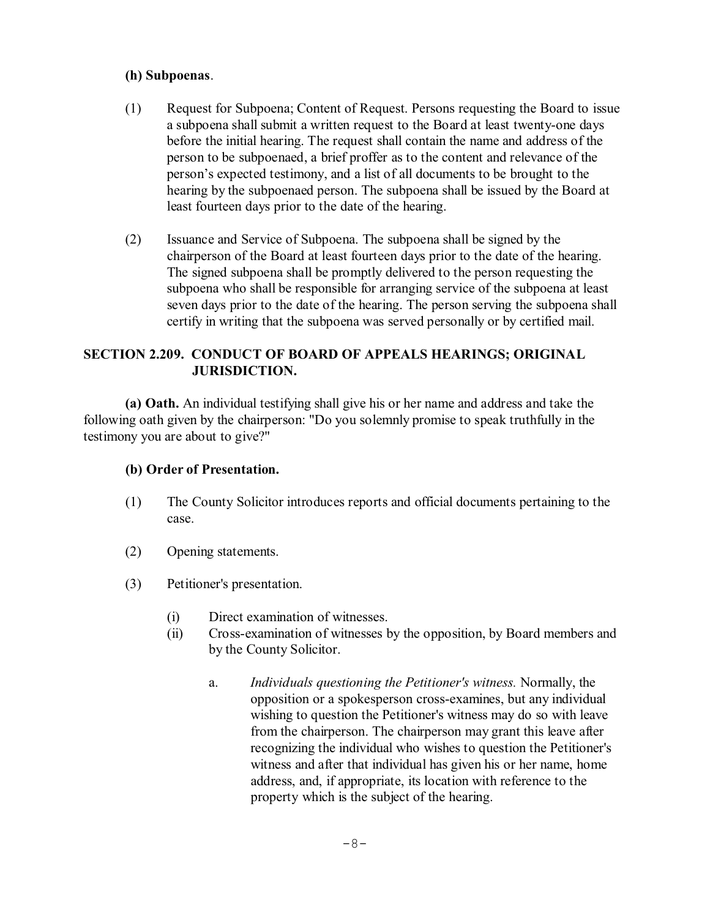**(h) Subpoenas**.

(1) Request for Subpoena; Content of Request. Persons requesting the Board to issue a subpoena shall submit a written request to the Board at least twenty-one days before the initial hearing. The request shall contain the name and address of the person to be subpoenaed, a brief proffer as to the content and relevance of the person's expected testimony, and a list of all documents to be brought to the hearing by the subpoenaed person. The subpoena shall be issued by the Board at least fourteen days prior to the date of the hearing.

(2) Issuance and Service of Subpoena. The subpoena shall be signed by the chairperson of the Board at least fourteen days prior to the date of the hearing. The signed subpoena shall be promptly delivered to the person requesting the subpoena who shall be responsible for arranging service of the subpoena at least seven days prior to the date of the hearing. The person serving the subpoena shall certify in writing that the subpoena was served personally or by certified mail.

## SECTION 2.209. CONDUCT OF BOARD OF APPEALS HEARINGS; ORIGINAL JURISDICTION.

**(a) Oath.** An individual testifying shall give his or her name and address and take the following oath given by the chairperson: "Do you solemnly promise to speak truthfully in the testimony you are about to give?"

**(b) Order of Presentation.**

(1) The County Solicitor introduces reports and official documents pertaining to the case.

(2) Opening statements.

(3) Petitioner's presentation.

(i) Direct examination of witnesses.

(ii) Cross-examination of witnesses by the opposition, by Board members and by the County Solicitor.

a. *Individuals questioning the Petitioner's witness.* Normally, the opposition or a spokesperson cross-examines, but any individual wishing to question the Petitioner's witness may do so with leave from the chairperson. The chairperson may grant this leave after recognizing the individual who wishes to question the Petitioner's witness and after that individual has given his or her name, home address, and, if appropriate, its location with reference to the property which is the subject of the hearing.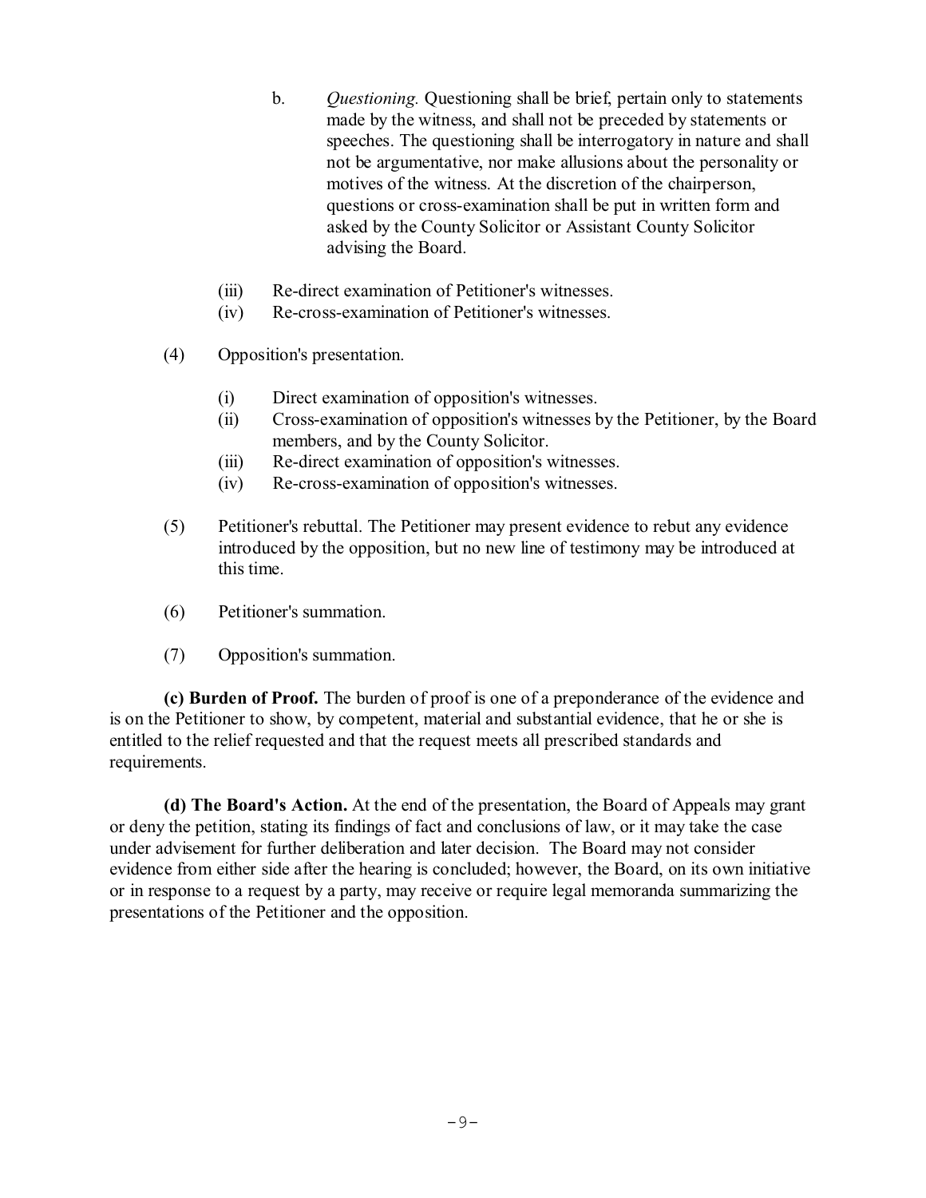b. *Questioning.* Questioning shall be brief, pertain only to statements made by the witness, and shall not be preceded by statements or speeches. The questioning shall be interrogatory in nature and shall not be argumentative, nor make allusions about the personality or motives of the witness. At the discretion of the chairperson, questions or cross-examination shall be put in written form and asked by the County Solicitor or Assistant County Solicitor advising the Board.

(iii) Re-direct examination of Petitioner's witnesses.
(iv) Re-cross-examination of Petitioner's witnesses.

(4) Opposition's presentation.

(i) Direct examination of opposition's witnesses.
(ii) Cross-examination of opposition's witnesses by the Petitioner, by the Board members, and by the County Solicitor.
(iii) Re-direct examination of opposition's witnesses.
(iv) Re-cross-examination of opposition's witnesses.

(5) Petitioner's rebuttal. The Petitioner may present evidence to rebut any evidence introduced by the opposition, but no new line of testimony may be introduced at this time.

(6) Petitioner's summation.

(7) Opposition's summation.

**(c) Burden of Proof.** The burden of proof is one of a preponderance of the evidence and is on the Petitioner to show, by competent, material and substantial evidence, that he or she is entitled to the relief requested and that the request meets all prescribed standards and requirements.

**(d) The Board's Action.** At the end of the presentation, the Board of Appeals may grant or deny the petition, stating its findings of fact and conclusions of law, or it may take the case under advisement for further deliberation and later decision. The Board may not consider evidence from either side after the hearing is concluded; however, the Board, on its own initiative or in response to a request by a party, may receive or require legal memoranda summarizing the presentations of the Petitioner and the opposition.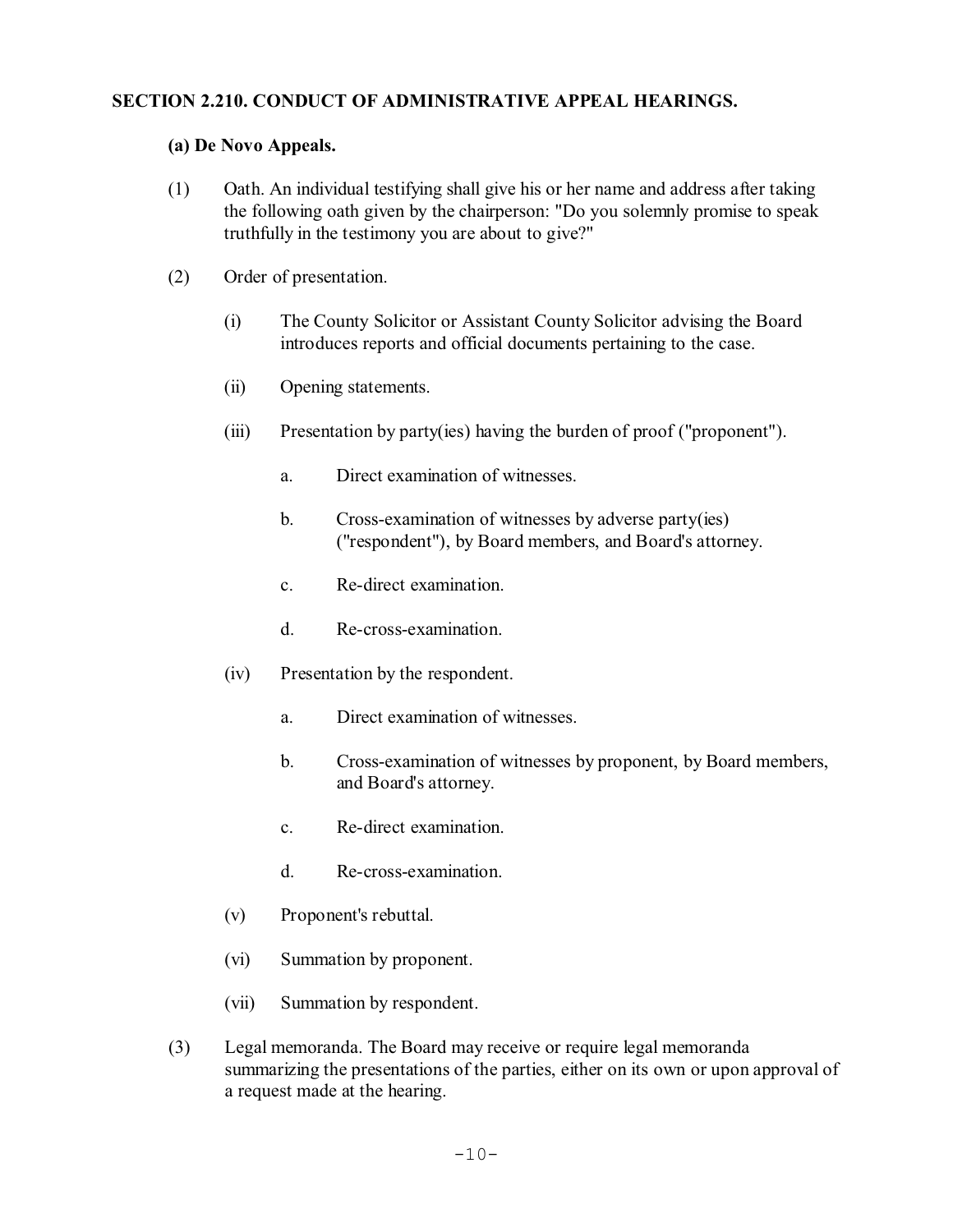**SECTION 2.210. CONDUCT OF ADMINISTRATIVE APPEAL HEARINGS.**

**(a) De Novo Appeals.**

(1) Oath. An individual testifying shall give his or her name and address after taking the following oath given by the chairperson: "Do you solemnly promise to speak truthfully in the testimony you are about to give?"

(2) Order of presentation.

(i) The County Solicitor or Assistant County Solicitor advising the Board introduces reports and official documents pertaining to the case.

(ii) Opening statements.

(iii) Presentation by party(ies) having the burden of proof ("proponent").

a. Direct examination of witnesses.

b. Cross-examination of witnesses by adverse party(ies) ("respondent"), by Board members, and Board's attorney.

c. Re-direct examination.

d. Re-cross-examination.

(iv) Presentation by the respondent.

a. Direct examination of witnesses.

b. Cross-examination of witnesses by proponent, by Board members, and Board's attorney.

c. Re-direct examination.

d. Re-cross-examination.

(v) Proponent's rebuttal.

(vi) Summation by proponent.

(vii) Summation by respondent.

(3) Legal memoranda. The Board may receive or require legal memoranda summarizing the presentations of the parties, either on its own or upon approval of a request made at the hearing.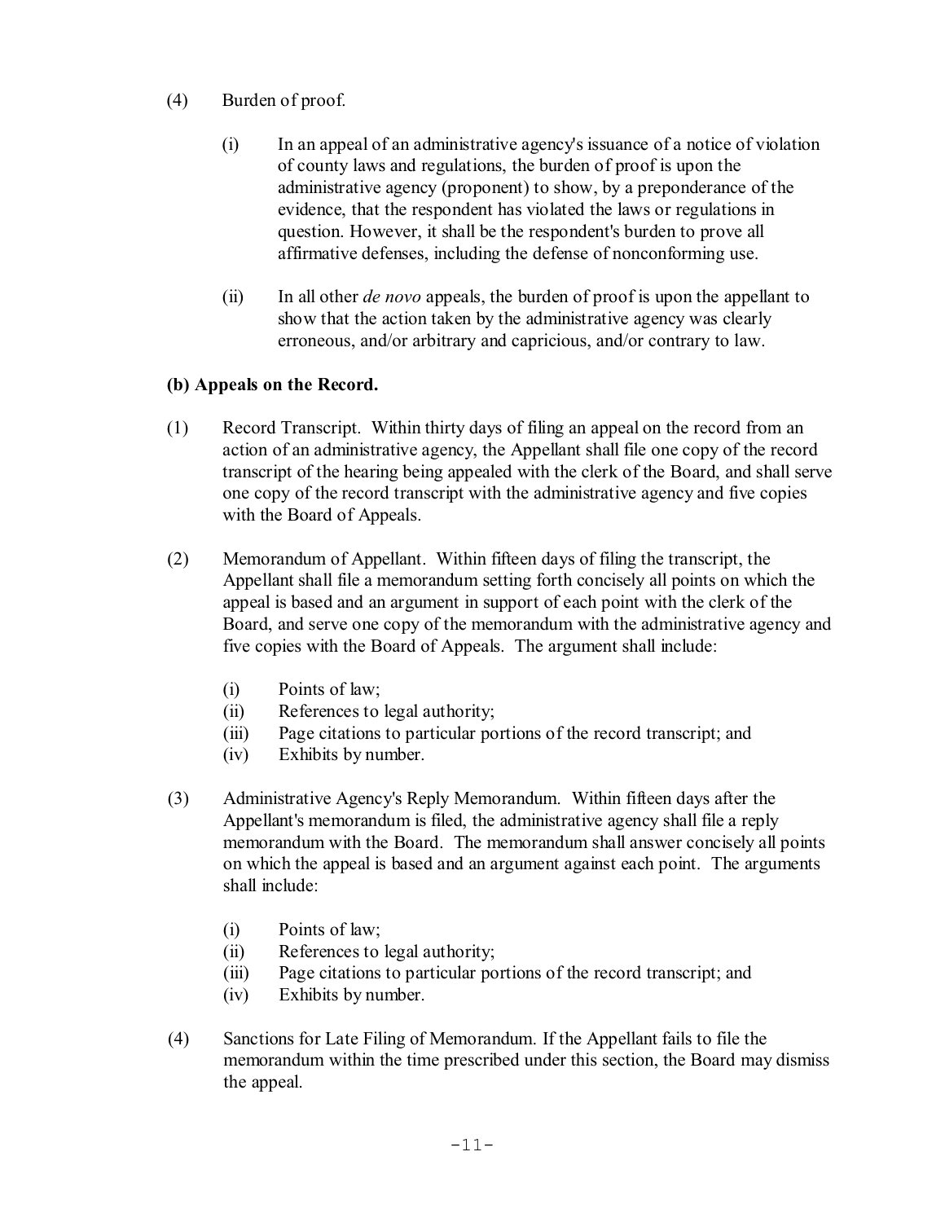(4) Burden of proof.

(i) In an appeal of an administrative agency's issuance of a notice of violation of county laws and regulations, the burden of proof is upon the administrative agency (proponent) to show, by a preponderance of the evidence, that the respondent has violated the laws or regulations in question. However, it shall be the respondent's burden to prove all affirmative defenses, including the defense of nonconforming use.

(ii) In all other *de novo* appeals, the burden of proof is upon the appellant to show that the action taken by the administrative agency was clearly erroneous, and/or arbitrary and capricious, and/or contrary to law.

**(b) Appeals on the Record.**

(1) Record Transcript. Within thirty days of filing an appeal on the record from an action of an administrative agency, the Appellant shall file one copy of the record transcript of the hearing being appealed with the clerk of the Board, and shall serve one copy of the record transcript with the administrative agency and five copies with the Board of Appeals.

(2) Memorandum of Appellant. Within fifteen days of filing the transcript, the Appellant shall file a memorandum setting forth concisely all points on which the appeal is based and an argument in support of each point with the clerk of the Board, and serve one copy of the memorandum with the administrative agency and five copies with the Board of Appeals. The argument shall include:

- (i) Points of law;
- (ii) References to legal authority;
- (iii) Page citations to particular portions of the record transcript; and
- (iv) Exhibits by number.

(3) Administrative Agency's Reply Memorandum. Within fifteen days after the Appellant's memorandum is filed, the administrative agency shall file a reply memorandum with the Board. The memorandum shall answer concisely all points on which the appeal is based and an argument against each point. The arguments shall include:

- (i) Points of law;
- (ii) References to legal authority;
- (iii) Page citations to particular portions of the record transcript; and
- (iv) Exhibits by number.

(4) Sanctions for Late Filing of Memorandum. If the Appellant fails to file the memorandum within the time prescribed under this section, the Board may dismiss the appeal.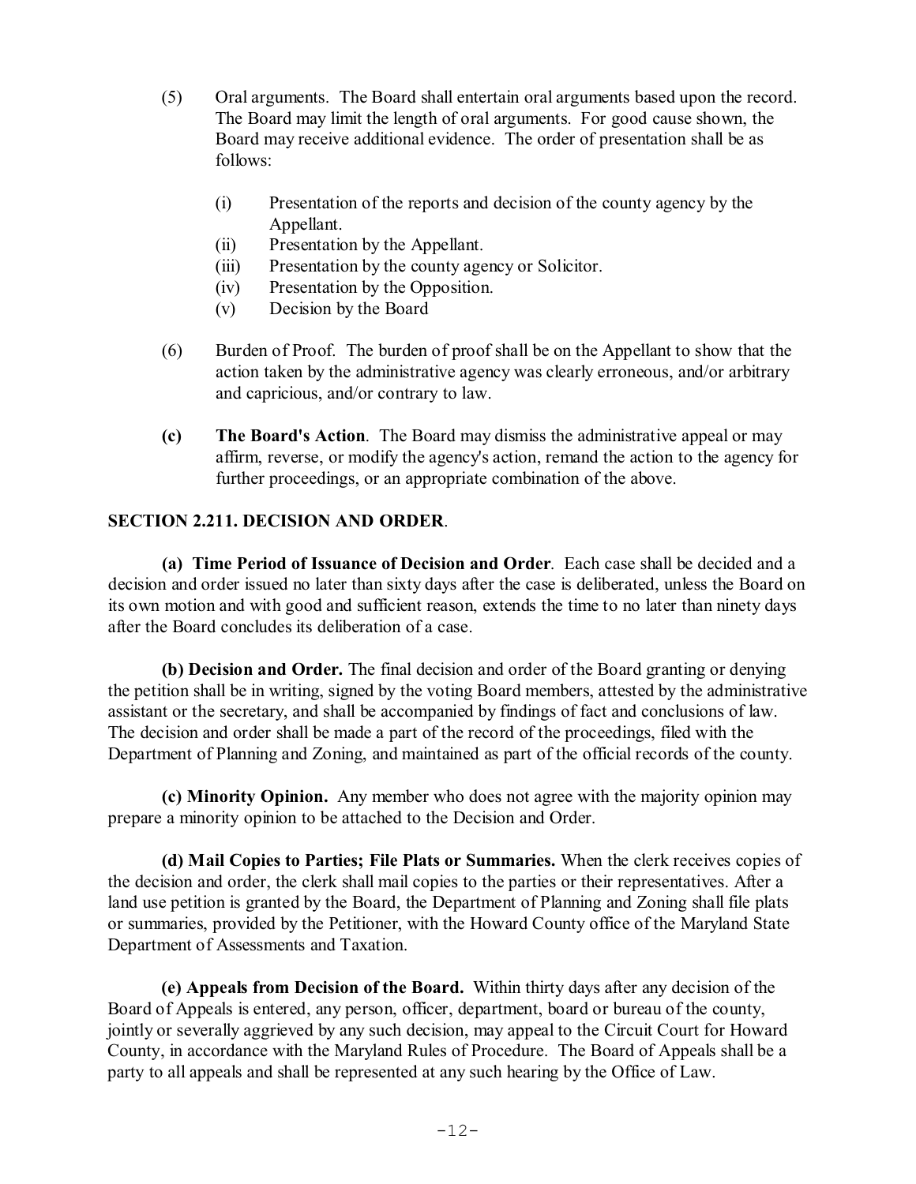(5) Oral arguments. The Board shall entertain oral arguments based upon the record. The Board may limit the length of oral arguments. For good cause shown, the Board may receive additional evidence. The order of presentation shall be as follows:

   (i) Presentation of the reports and decision of the county agency by the Appellant.
   (ii) Presentation by the Appellant.
   (iii) Presentation by the county agency or Solicitor.
   (iv) Presentation by the Opposition.
   (v) Decision by the Board

(6) Burden of Proof. The burden of proof shall be on the Appellant to show that the action taken by the administrative agency was clearly erroneous, and/or arbitrary and capricious, and/or contrary to law.

**(c) The Board's Action**. The Board may dismiss the administrative appeal or may affirm, reverse, or modify the agency's action, remand the action to the agency for further proceedings, or an appropriate combination of the above.

**SECTION 2.211. DECISION AND ORDER**.

**(a) Time Period of Issuance of Decision and Order**. Each case shall be decided and a decision and order issued no later than sixty days after the case is deliberated, unless the Board on its own motion and with good and sufficient reason, extends the time to no later than ninety days after the Board concludes its deliberation of a case.

**(b) Decision and Order.** The final decision and order of the Board granting or denying the petition shall be in writing, signed by the voting Board members, attested by the administrative assistant or the secretary, and shall be accompanied by findings of fact and conclusions of law. The decision and order shall be made a part of the record of the proceedings, filed with the Department of Planning and Zoning, and maintained as part of the official records of the county.

**(c) Minority Opinion.** Any member who does not agree with the majority opinion may prepare a minority opinion to be attached to the Decision and Order.

**(d) Mail Copies to Parties; File Plats or Summaries.** When the clerk receives copies of the decision and order, the clerk shall mail copies to the parties or their representatives. After a land use petition is granted by the Board, the Department of Planning and Zoning shall file plats or summaries, provided by the Petitioner, with the Howard County office of the Maryland State Department of Assessments and Taxation.

**(e) Appeals from Decision of the Board.** Within thirty days after any decision of the Board of Appeals is entered, any person, officer, department, board or bureau of the county, jointly or severally aggrieved by any such decision, may appeal to the Circuit Court for Howard County, in accordance with the Maryland Rules of Procedure. The Board of Appeals shall be a party to all appeals and shall be represented at any such hearing by the Office of Law.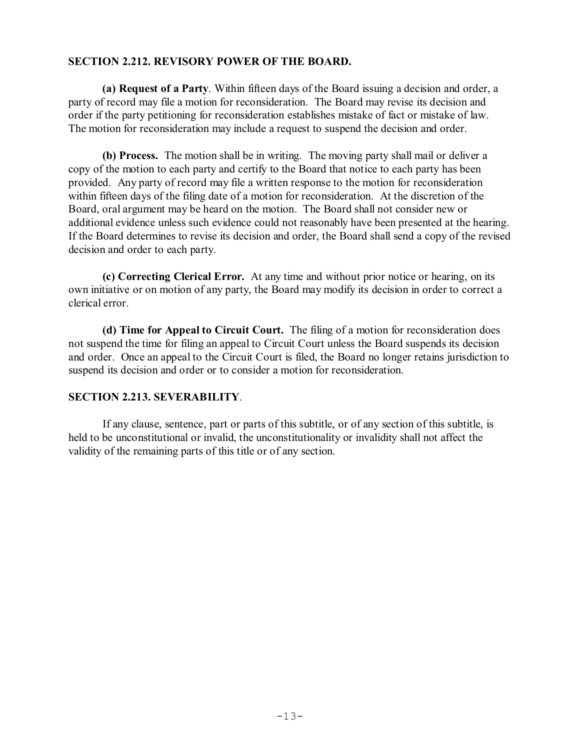### SECTION 2.212. REVISORY POWER OF THE BOARD.

**(a) Request of a Party**. Within fifteen days of the Board issuing a decision and order, a party of record may file a motion for reconsideration. The Board may revise its decision and order if the party petitioning for reconsideration establishes mistake of fact or mistake of law. The motion for reconsideration may include a request to suspend the decision and order.

**(b) Process.** The motion shall be in writing. The moving party shall mail or deliver a copy of the motion to each party and certify to the Board that notice to each party has been provided. Any party of record may file a written response to the motion for reconsideration within fifteen days of the filing date of a motion for reconsideration. At the discretion of the Board, oral argument may be heard on the motion. The Board shall not consider new or additional evidence unless such evidence could not reasonably have been presented at the hearing. If the Board determines to revise its decision and order, the Board shall send a copy of the revised decision and order to each party.

**(c) Correcting Clerical Error.** At any time and without prior notice or hearing, on its own initiative or on motion of any party, the Board may modify its decision in order to correct a clerical error.

**(d) Time for Appeal to Circuit Court.** The filing of a motion for reconsideration does not suspend the time for filing an appeal to Circuit Court unless the Board suspends its decision and order. Once an appeal to the Circuit Court is filed, the Board no longer retains jurisdiction to suspend its decision and order or to consider a motion for reconsideration.

### SECTION 2.213. SEVERABILITY.

If any clause, sentence, part or parts of this subtitle, or of any section of this subtitle, is held to be unconstitutional or invalid, the unconstitutionality or invalidity shall not affect the validity of the remaining parts of this title or of any section.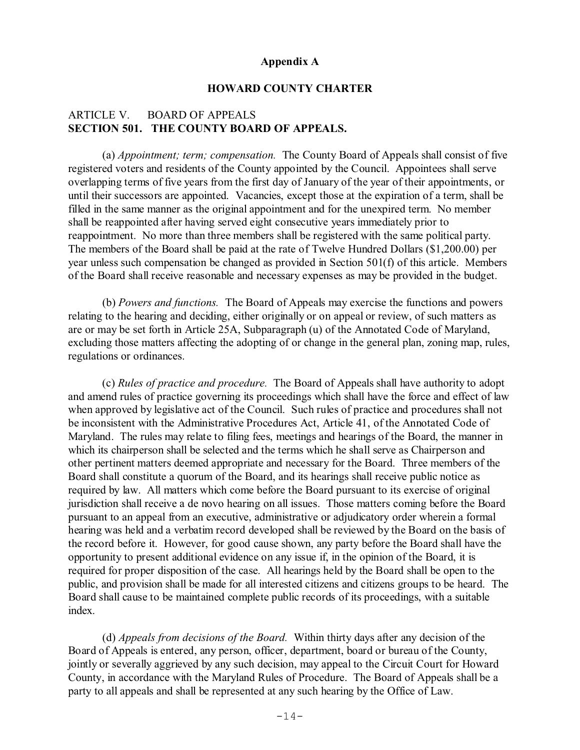## Appendix A

## HOWARD COUNTY CHARTER

ARTICLE V. BOARD OF APPEALS

**SECTION 501. THE COUNTY BOARD OF APPEALS.**

(a) *Appointment; term; compensation.* The County Board of Appeals shall consist of five registered voters and residents of the County appointed by the Council. Appointees shall serve overlapping terms of five years from the first day of January of the year of their appointments, or until their successors are appointed. Vacancies, except those at the expiration of a term, shall be filled in the same manner as the original appointment and for the unexpired term. No member shall be reappointed after having served eight consecutive years immediately prior to reappointment. No more than three members shall be registered with the same political party. The members of the Board shall be paid at the rate of Twelve Hundred Dollars ($1,200.00) per year unless such compensation be changed as provided in Section 501(f) of this article. Members of the Board shall receive reasonable and necessary expenses as may be provided in the budget.

(b) *Powers and functions.* The Board of Appeals may exercise the functions and powers relating to the hearing and deciding, either originally or on appeal or review, of such matters as are or may be set forth in Article 25A, Subparagraph (u) of the Annotated Code of Maryland, excluding those matters affecting the adopting of or change in the general plan, zoning map, rules, regulations or ordinances.

(c) *Rules of practice and procedure.* The Board of Appeals shall have authority to adopt and amend rules of practice governing its proceedings which shall have the force and effect of law when approved by legislative act of the Council. Such rules of practice and procedures shall not be inconsistent with the Administrative Procedures Act, Article 41, of the Annotated Code of Maryland. The rules may relate to filing fees, meetings and hearings of the Board, the manner in which its chairperson shall be selected and the terms which he shall serve as Chairperson and other pertinent matters deemed appropriate and necessary for the Board. Three members of the Board shall constitute a quorum of the Board, and its hearings shall receive public notice as required by law. All matters which come before the Board pursuant to its exercise of original jurisdiction shall receive a de novo hearing on all issues. Those matters coming before the Board pursuant to an appeal from an executive, administrative or adjudicatory order wherein a formal hearing was held and a verbatim record developed shall be reviewed by the Board on the basis of the record before it. However, for good cause shown, any party before the Board shall have the opportunity to present additional evidence on any issue if, in the opinion of the Board, it is required for proper disposition of the case. All hearings held by the Board shall be open to the public, and provision shall be made for all interested citizens and citizens groups to be heard. The Board shall cause to be maintained complete public records of its proceedings, with a suitable index.

(d) *Appeals from decisions of the Board.* Within thirty days after any decision of the Board of Appeals is entered, any person, officer, department, board or bureau of the County, jointly or severally aggrieved by any such decision, may appeal to the Circuit Court for Howard County, in accordance with the Maryland Rules of Procedure. The Board of Appeals shall be a party to all appeals and shall be represented at any such hearing by the Office of Law.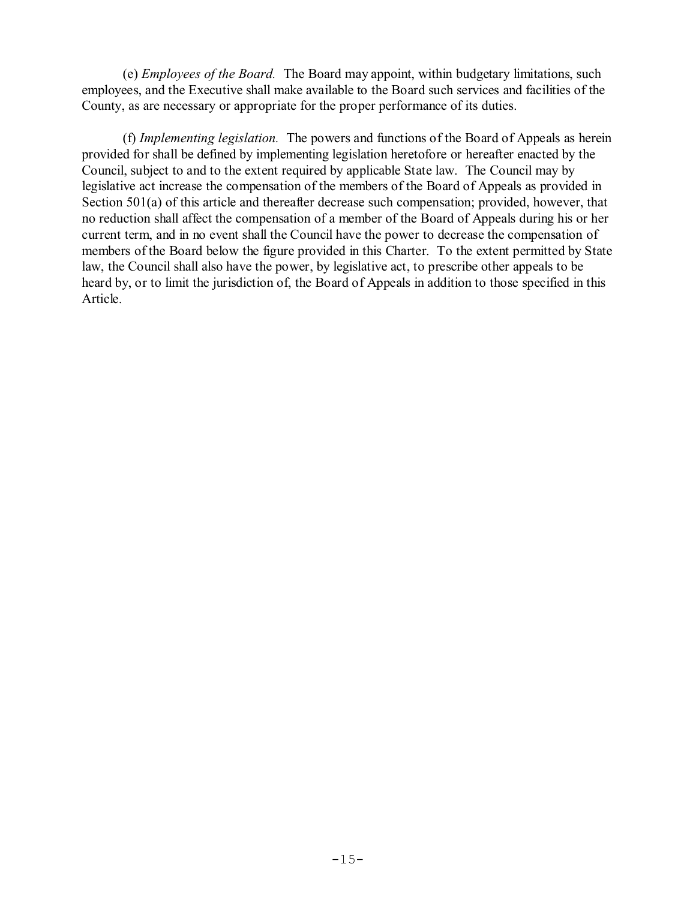(e) *Employees of the Board.* The Board may appoint, within budgetary limitations, such employees, and the Executive shall make available to the Board such services and facilities of the County, as are necessary or appropriate for the proper performance of its duties.

(f) *Implementing legislation.* The powers and functions of the Board of Appeals as herein provided for shall be defined by implementing legislation heretofore or hereafter enacted by the Council, subject to and to the extent required by applicable State law. The Council may by legislative act increase the compensation of the members of the Board of Appeals as provided in Section 501(a) of this article and thereafter decrease such compensation; provided, however, that no reduction shall affect the compensation of a member of the Board of Appeals during his or her current term, and in no event shall the Council have the power to decrease the compensation of members of the Board below the figure provided in this Charter. To the extent permitted by State law, the Council shall also have the power, by legislative act, to prescribe other appeals to be heard by, or to limit the jurisdiction of, the Board of Appeals in addition to those specified in this Article.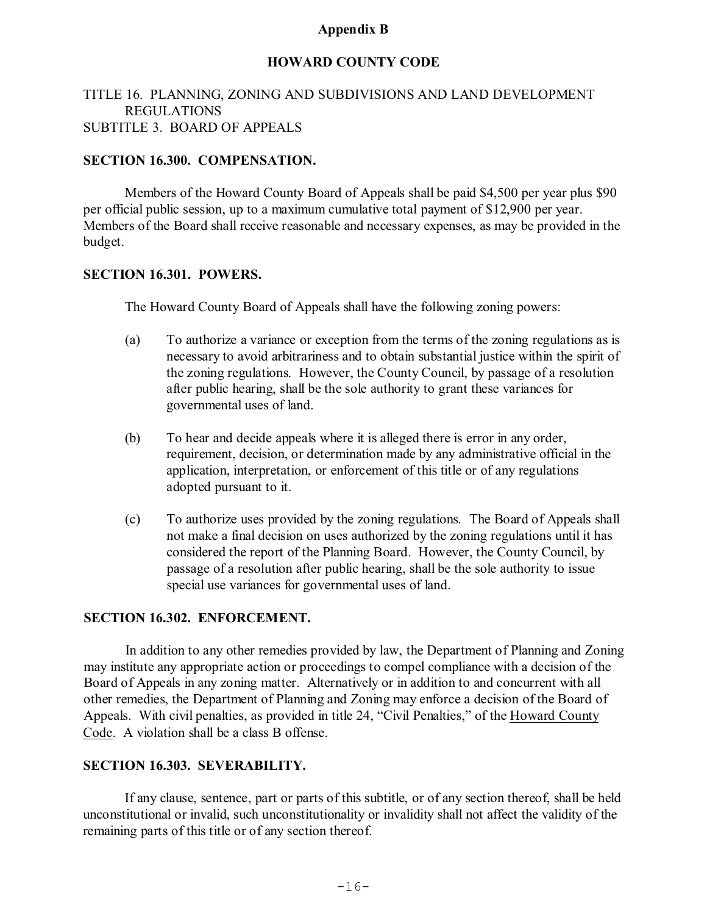# Appendix B

# HOWARD COUNTY CODE

TITLE 16. PLANNING, ZONING AND SUBDIVISIONS AND LAND DEVELOPMENT REGULATIONS
SUBTITLE 3. BOARD OF APPEALS

### SECTION 16.300. COMPENSATION.

Members of the Howard County Board of Appeals shall be paid $4,500 per year plus $90 per official public session, up to a maximum cumulative total payment of $12,900 per year. Members of the Board shall receive reasonable and necessary expenses, as may be provided in the budget.

### SECTION 16.301. POWERS.

The Howard County Board of Appeals shall have the following zoning powers:

(a) To authorize a variance or exception from the terms of the zoning regulations as is necessary to avoid arbitrariness and to obtain substantial justice within the spirit of the zoning regulations. However, the County Council, by passage of a resolution after public hearing, shall be the sole authority to grant these variances for governmental uses of land.

(b) To hear and decide appeals where it is alleged there is error in any order, requirement, decision, or determination made by any administrative official in the application, interpretation, or enforcement of this title or of any regulations adopted pursuant to it.

(c) To authorize uses provided by the zoning regulations. The Board of Appeals shall not make a final decision on uses authorized by the zoning regulations until it has considered the report of the Planning Board. However, the County Council, by passage of a resolution after public hearing, shall be the sole authority to issue special use variances for governmental uses of land.

### SECTION 16.302. ENFORCEMENT.

In addition to any other remedies provided by law, the Department of Planning and Zoning may institute any appropriate action or proceedings to compel compliance with a decision of the Board of Appeals in any zoning matter. Alternatively or in addition to and concurrent with all other remedies, the Department of Planning and Zoning may enforce a decision of the Board of Appeals. With civil penalties, as provided in title 24, "Civil Penalties," of the Howard County Code. A violation shall be a class B offense.

### SECTION 16.303. SEVERABILITY.

If any clause, sentence, part or parts of this subtitle, or of any section thereof, shall be held unconstitutional or invalid, such unconstitutionality or invalidity shall not affect the validity of the remaining parts of this title or of any section thereof.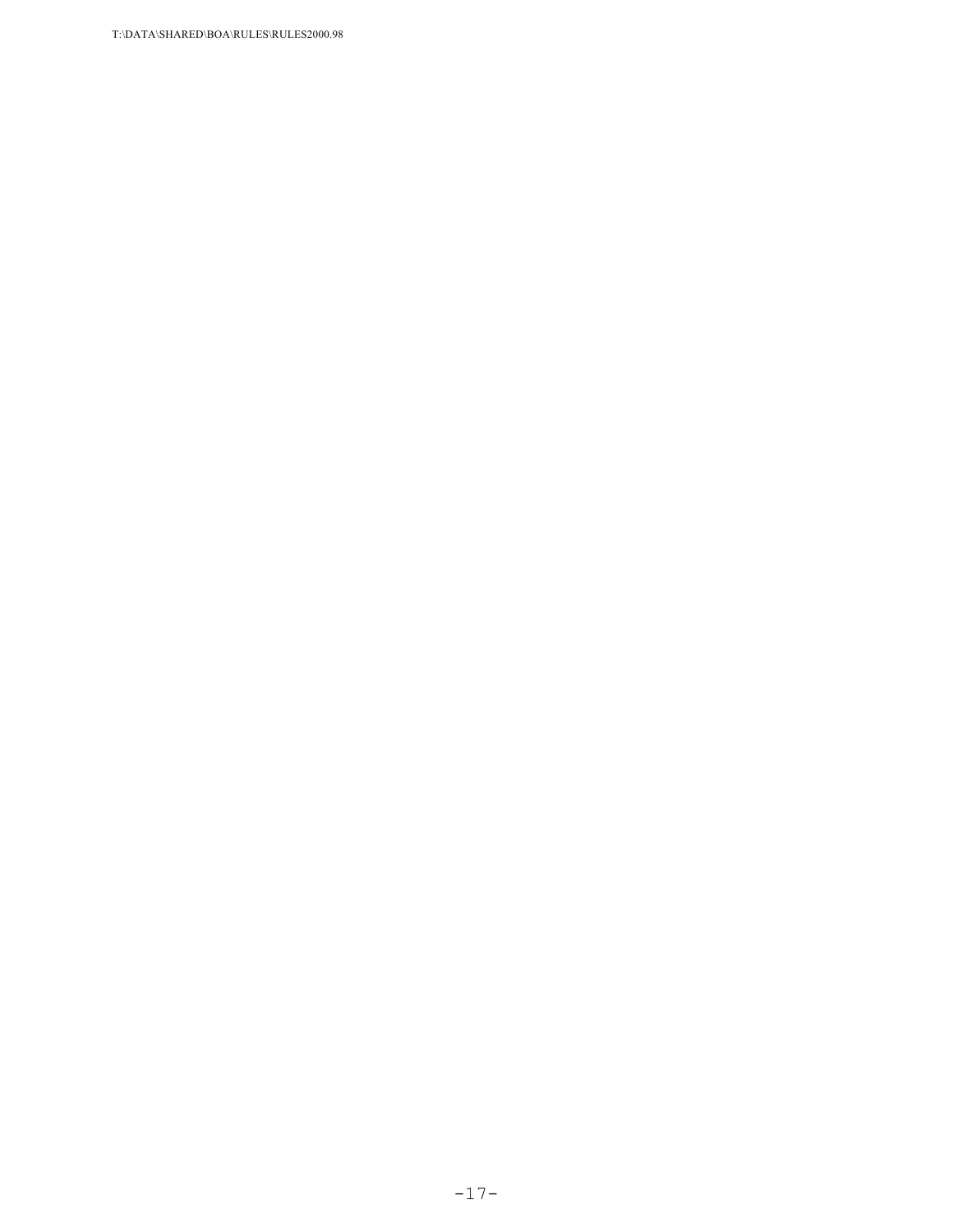T:\DATA\SHARED\BOA\RULES\RULES2000.98